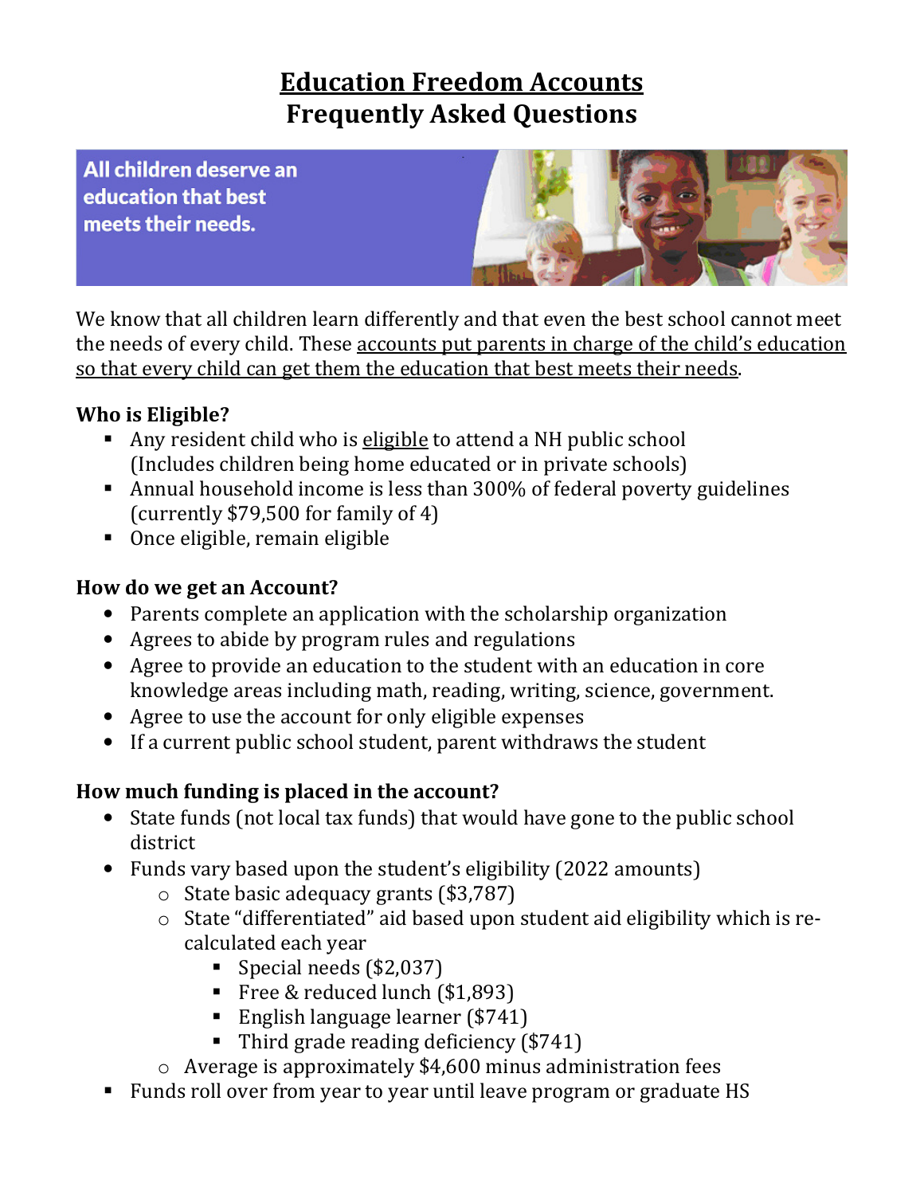# Education Freedom Accounts
# Frequently Asked Questions

All children deserve an education that best meets their needs.

We know that all children learn differently and that even the best school cannot meet the needs of every child. These accounts put parents in charge of the child's education so that every child can get them the education that best meets their needs.

### Who is Eligible?

- Any resident child who is eligible to attend a NH public school (Includes children being home educated or in private schools)
- Annual household income is less than 300% of federal poverty guidelines (currently $79,500 for family of 4)
- Once eligible, remain eligible

### How do we get an Account?

- Parents complete an application with the scholarship organization
- Agrees to abide by program rules and regulations
- Agree to provide an education to the student with an education in core knowledge areas including math, reading, writing, science, government.
- Agree to use the account for only eligible expenses
- If a current public school student, parent withdraws the student

### How much funding is placed in the account?

- State funds (not local tax funds) that would have gone to the public school district
- Funds vary based upon the student's eligibility (2022 amounts)
  - State basic adequacy grants ($3,787)
  - State "differentiated" aid based upon student aid eligibility which is re-calculated each year
    - Special needs ($2,037)
    - Free & reduced lunch ($1,893)
    - English language learner ($741)
    - Third grade reading deficiency ($741)
  - Average is approximately $4,600 minus administration fees
- Funds roll over from year to year until leave program or graduate HS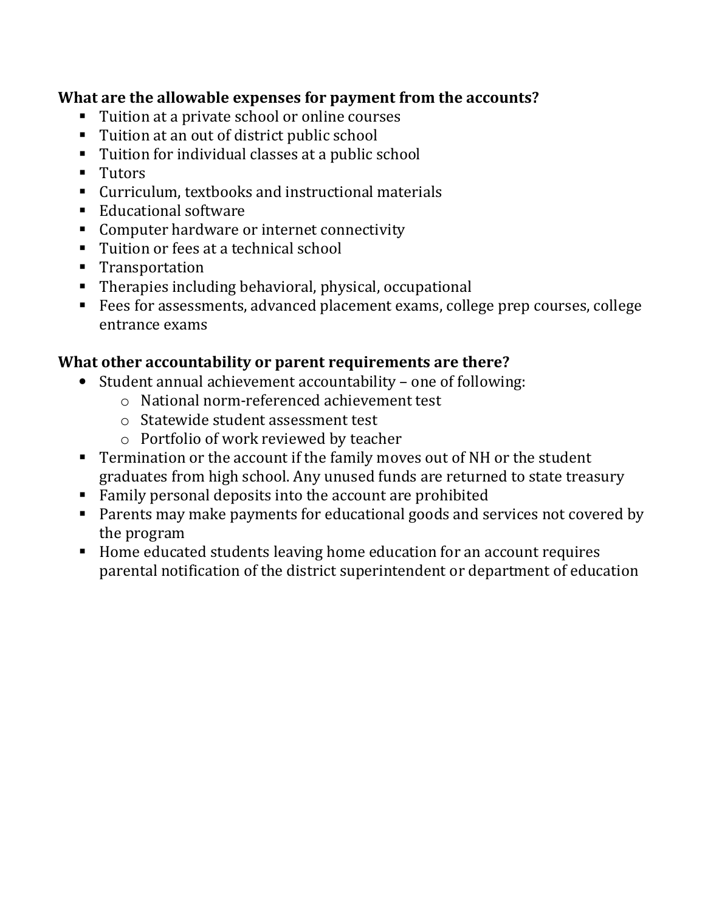**What are the allowable expenses for payment from the accounts?**

- Tuition at a private school or online courses
- Tuition at an out of district public school
- Tuition for individual classes at a public school
- Tutors
- Curriculum, textbooks and instructional materials
- Educational software
- Computer hardware or internet connectivity
- Tuition or fees at a technical school
- Transportation
- Therapies including behavioral, physical, occupational
- Fees for assessments, advanced placement exams, college prep courses, college entrance exams

**What other accountability or parent requirements are there?**

- Student annual achievement accountability – one of following:
  - National norm-referenced achievement test
  - Statewide student assessment test
  - Portfolio of work reviewed by teacher
- Termination or the account if the family moves out of NH or the student graduates from high school. Any unused funds are returned to state treasury
- Family personal deposits into the account are prohibited
- Parents may make payments for educational goods and services not covered by the program
- Home educated students leaving home education for an account requires parental notification of the district superintendent or department of education